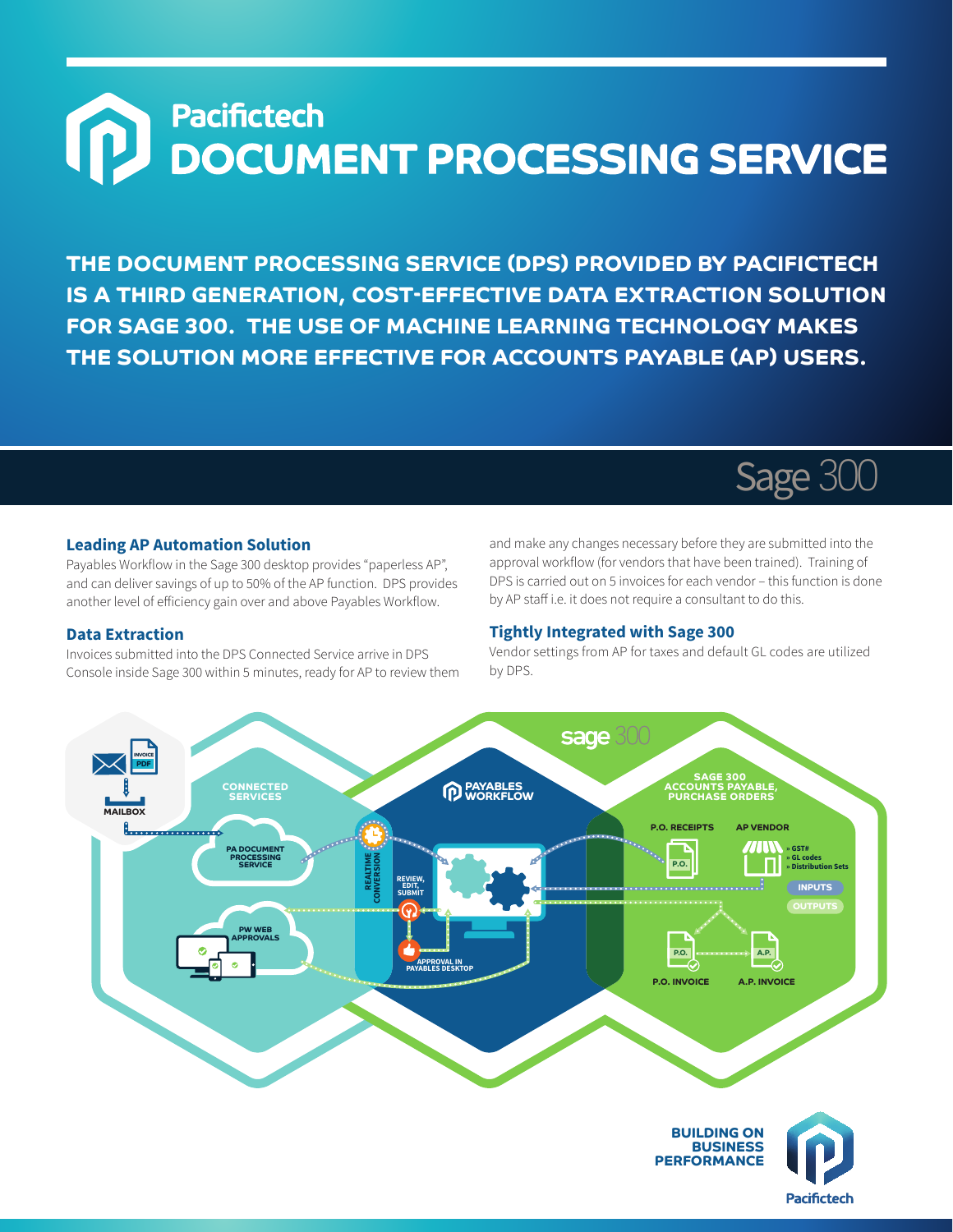# Pacifictech DOCUMENT PROCESSING SERVICE

**THE DOCUMENT PROCESSING SERVICE (DPS) PROVIDED BY PACIFICTECH IS A THIRD GENERATION, COST-EFFECTIVE DATA EXTRACTION SOLUTION FOR SAGE 300. THE USE OF MACHINE LEARNING TECHNOLOGY MAKES THE SOLUTION MORE EFFECTIVE FOR ACCOUNTS PAYABLE (AP) USERS.**

Sage 300

### Leading AP Automation Solution

Payables Workflow in the Sage 300 desktop provides "paperless AP", and can deliver savings of up to 50% of the AP function. DPS provides another level of efficiency gain over and above Payables Workflow.

### Data Extraction

Invoices submitted into the DPS Connected Service arrive in DPS Console inside Sage 300 within 5 minutes, ready for AP to review them and make any changes necessary before they are submitted into the approval workflow (for vendors that have been trained). Training of DPS is carried out on 5 invoices for each vendor – this function is done by AP staff i.e. it does not require a consultant to do this.

### Tightly Integrated with Sage 300

Vendor settings from AP for taxes and default GL codes are utilized by DPS.

MAILBOX

INVOICE PDF

CONNECTED SERVICES

PA DOCUMENT PROCESSING SERVICE

PW WEB APPROVALS

REALTIME CONVERSION

PAYABLES WORKFLOW

REVIEW, EDIT, SUBMIT

APPROVAL IN PAYABLES DESKTOP

sage 300

SAGE 300 ACCOUNTS PAYABLE, PURCHASE ORDERS

P.O. RECEIPTS

AP VENDOR

- » GST#
- » GL codes
- » Distribution Sets

INPUTS

OUTPUTS

P.O. INVOICE

A.P. INVOICE

**BUILDING ON BUSINESS PERFORMANCE**

Pacifictech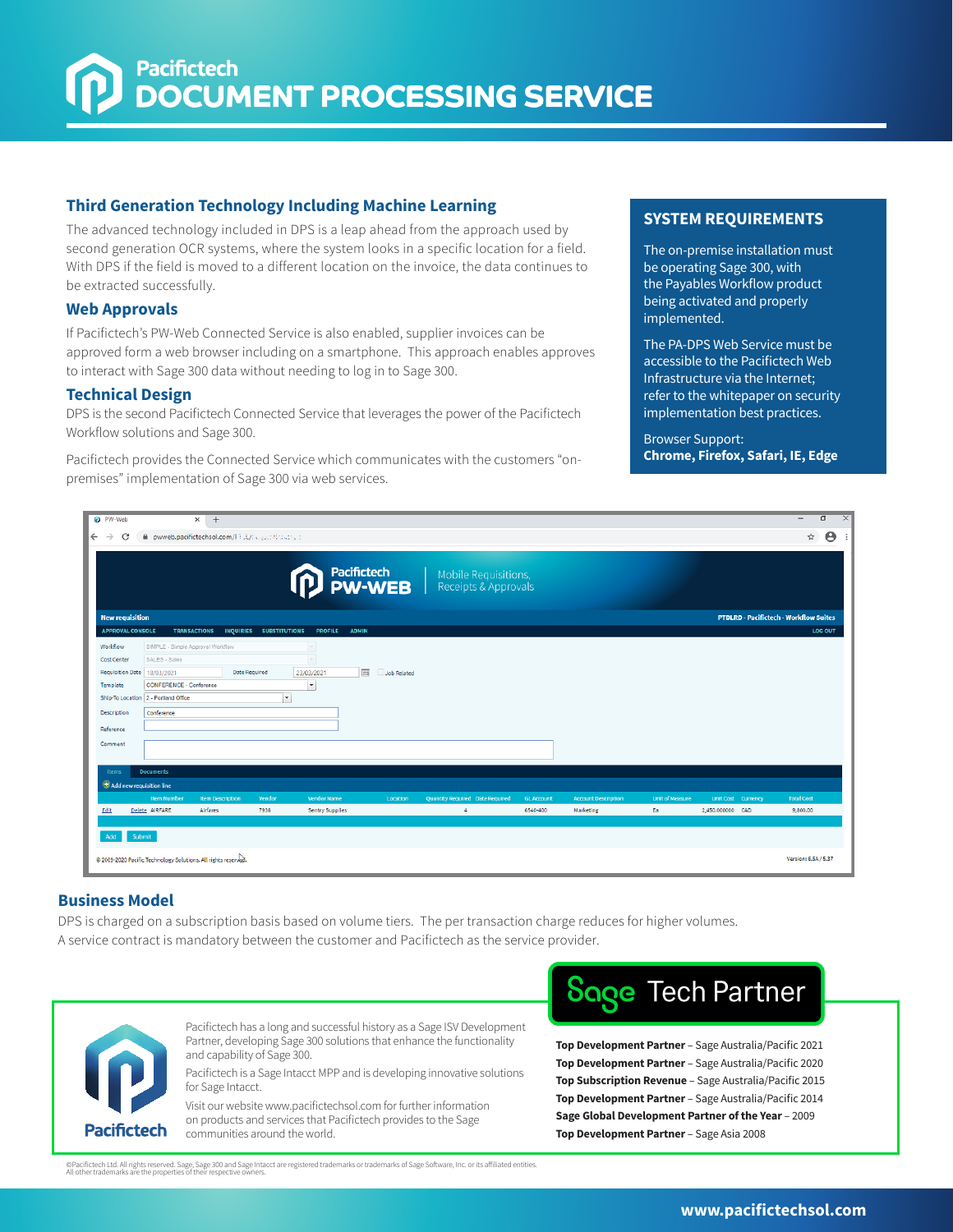# Pacifictech DOCUMENT PROCESSING SERVICE

## Third Generation Technology Including Machine Learning

The advanced technology included in DPS is a leap ahead from the approach used by second generation OCR systems, where the system looks in a specific location for a field. With DPS if the field is moved to a different location on the invoice, the data continues to be extracted successfully.

## Web Approvals

If Pacifictech's PW-Web Connected Service is also enabled, supplier invoices can be approved form a web browser including on a smartphone. This approach enables approves to interact with Sage 300 data without needing to log in to Sage 300.

## Technical Design

DPS is the second Pacifictech Connected Service that leverages the power of the Pacifictech Workflow solutions and Sage 300.

Pacifictech provides the Connected Service which communicates with the customers "on-premises" implementation of Sage 300 via web services.

## SYSTEM REQUIREMENTS

The on-premise installation must be operating Sage 300, with the Payables Workflow product being activated and properly implemented.

The PA-DPS Web Service must be accessible to the Pacifictech Web Infrastructure via the Internet; refer to the whitepaper on security implementation best practices.

Browser Support:
**Chrome, Firefox, Safari, IE, Edge**

## Business Model

DPS is charged on a subscription basis based on volume tiers. The per transaction charge reduces for higher volumes.
A service contract is mandatory between the customer and Pacifictech as the service provider.

Pacifictech has a long and successful history as a Sage ISV Development Partner, developing Sage 300 solutions that enhance the functionality and capability of Sage 300.

Pacifictech is a Sage Intacct MPP and is developing innovative solutions for Sage Intacct.

Visit our website www.pacifictechsol.com for further information on products and services that Pacifictech provides to the Sage communities around the world.

Sage Tech Partner

**Top Development Partner** – Sage Australia/Pacific 2021
**Top Development Partner** – Sage Australia/Pacific 2020
**Top Subscription Revenue** – Sage Australia/Pacific 2015
**Top Development Partner** – Sage Australia/Pacific 2014
**Sage Global Development Partner of the Year** – 2009
**Top Development Partner** – Sage Asia 2008

©Pacifictech Ltd. All rights reserved. Sage, Sage 300 and Sage Intacct are registered trademarks or trademarks of Sage Software, Inc. or its affiliated entities.
All other trademarks are the properties of their respective owners.

www.pacifictechsol.com